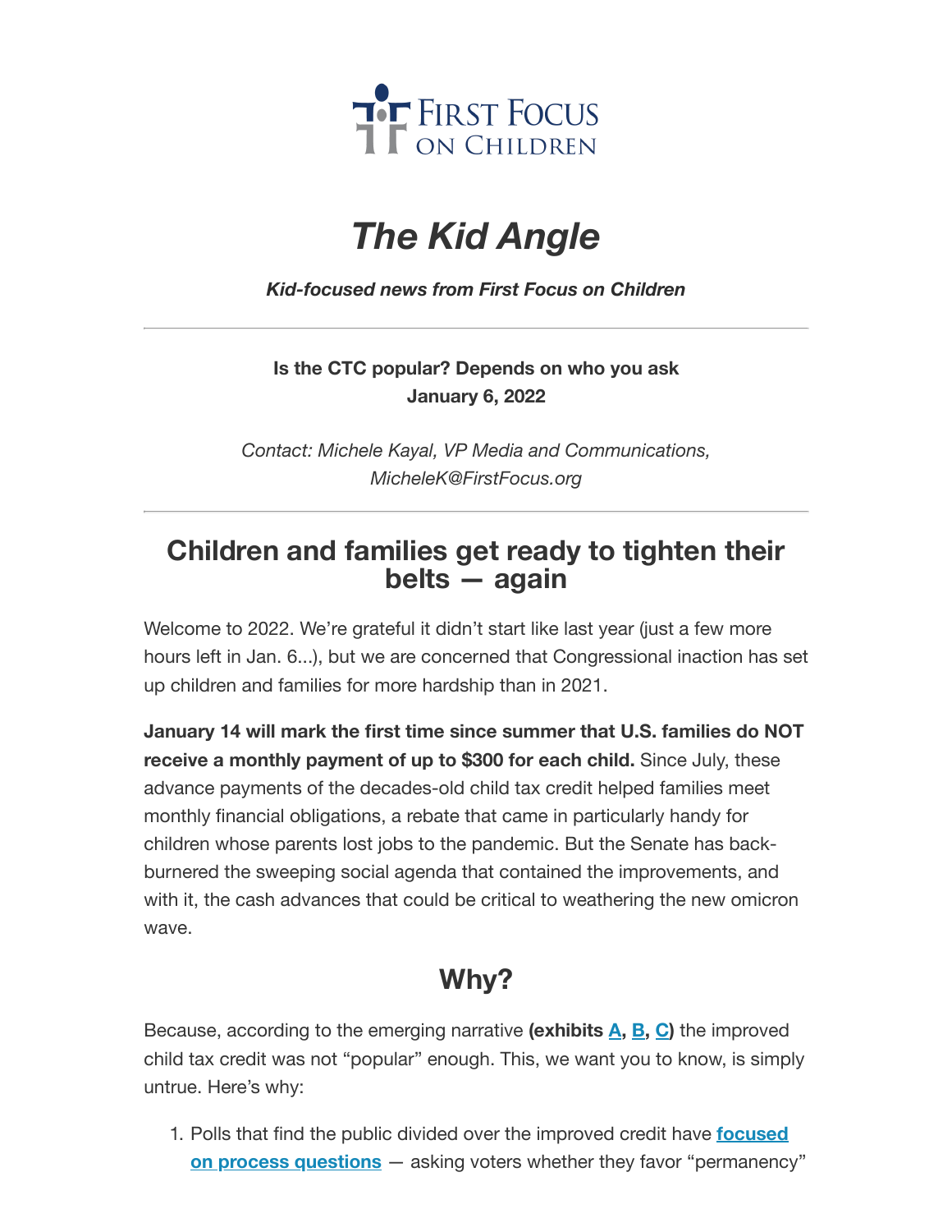First Focus on Children

# *The Kid Angle*

***Kid-focused news from First Focus on Children***

---

**Is the CTC popular? Depends on who you ask**
**January 6, 2022**

*Contact: Michele Kayal, VP Media and Communications, MicheleK@FirstFocus.org*

---

## Children and families get ready to tighten their belts — again

Welcome to 2022. We're grateful it didn't start like last year (just a few more hours left in Jan. 6...), but we are concerned that Congressional inaction has set up children and families for more hardship than in 2021.

**January 14 will mark the first time since summer that U.S. families do NOT receive a monthly payment of up to $300 for each child.** Since July, these advance payments of the decades-old child tax credit helped families meet monthly financial obligations, a rebate that came in particularly handy for children whose parents lost jobs to the pandemic. But the Senate has back-burnered the sweeping social agenda that contained the improvements, and with it, the cash advances that could be critical to weathering the new omicron wave.

## Why?

Because, according to the emerging narrative **(exhibits A, B, C)** the improved child tax credit was not "popular" enough. This, we want you to know, is simply untrue. Here's why:

1. Polls that find the public divided over the improved credit have **focused on process questions** — asking voters whether they favor "permanency"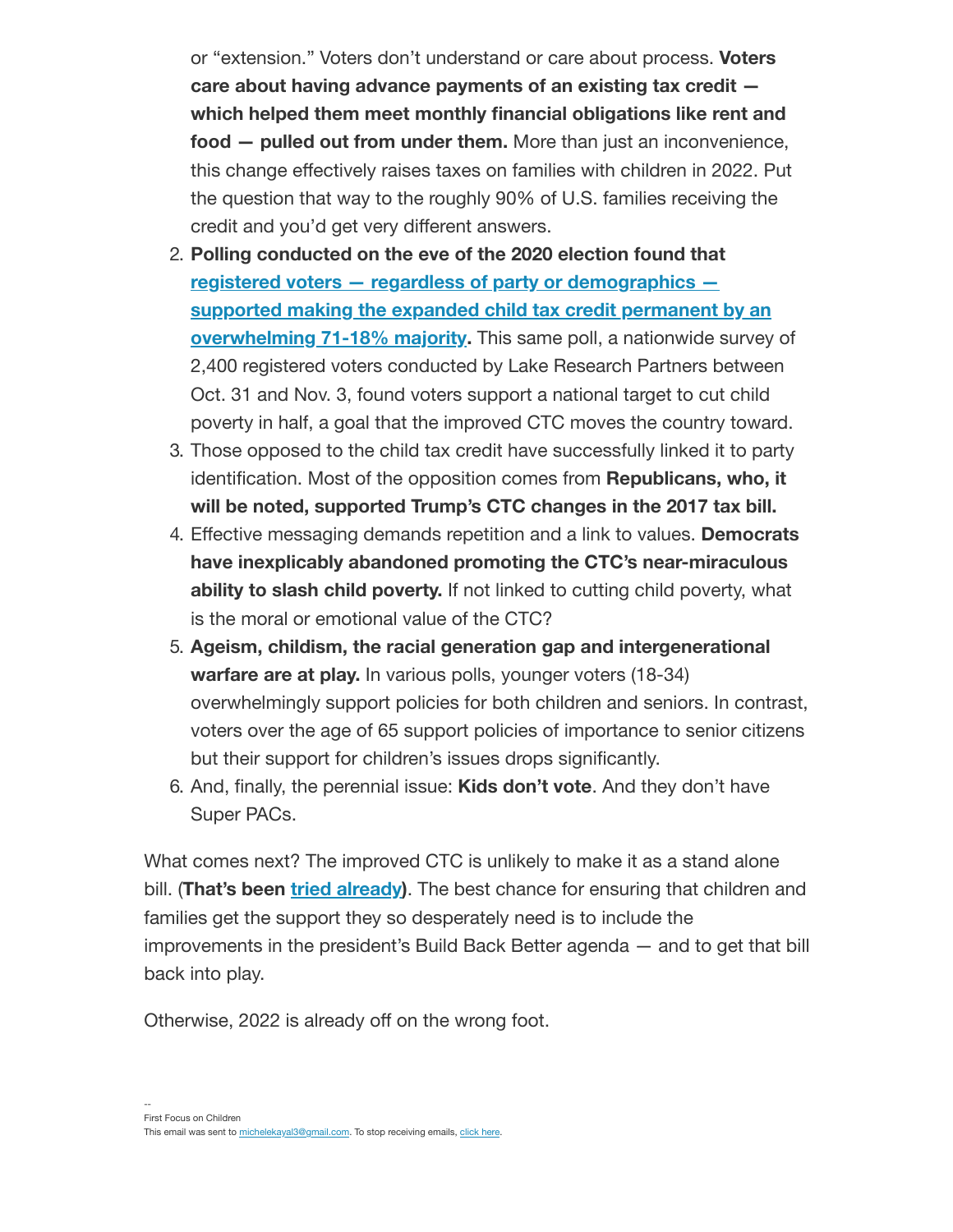or "extension." Voters don't understand or care about process. **Voters care about having advance payments of an existing tax credit — which helped them meet monthly financial obligations like rent and food — pulled out from under them.** More than just an inconvenience, this change effectively raises taxes on families with children in 2022. Put the question that way to the roughly 90% of U.S. families receiving the credit and you'd get very different answers.

2. **Polling conducted on the eve of the 2020 election found that [registered voters — regardless of party or demographics — supported making the expanded child tax credit permanent by an overwhelming 71-18% majority](#).** This same poll, a nationwide survey of 2,400 registered voters conducted by Lake Research Partners between Oct. 31 and Nov. 3, found voters support a national target to cut child poverty in half, a goal that the improved CTC moves the country toward.
3. Those opposed to the child tax credit have successfully linked it to party identification. Most of the opposition comes from **Republicans, who, it will be noted, supported Trump's CTC changes in the 2017 tax bill.**
4. Effective messaging demands repetition and a link to values. **Democrats have inexplicably abandoned promoting the CTC's near-miraculous ability to slash child poverty.** If not linked to cutting child poverty, what is the moral or emotional value of the CTC?
5. **Ageism, childism, the racial generation gap and intergenerational warfare are at play.** In various polls, younger voters (18-34) overwhelmingly support policies for both children and seniors. In contrast, voters over the age of 65 support policies of importance to senior citizens but their support for children's issues drops significantly.
6. And, finally, the perennial issue: **Kids don't vote**. And they don't have Super PACs.

What comes next? The improved CTC is unlikely to make it as a stand alone bill. (**That's been [tried already](#))**. The best chance for ensuring that children and families get the support they so desperately need is to include the improvements in the president's Build Back Better agenda — and to get that bill back into play.

Otherwise, 2022 is already off on the wrong foot.

--
First Focus on Children
This email was sent to michelekayal3@gmail.com. To stop receiving emails, click here.